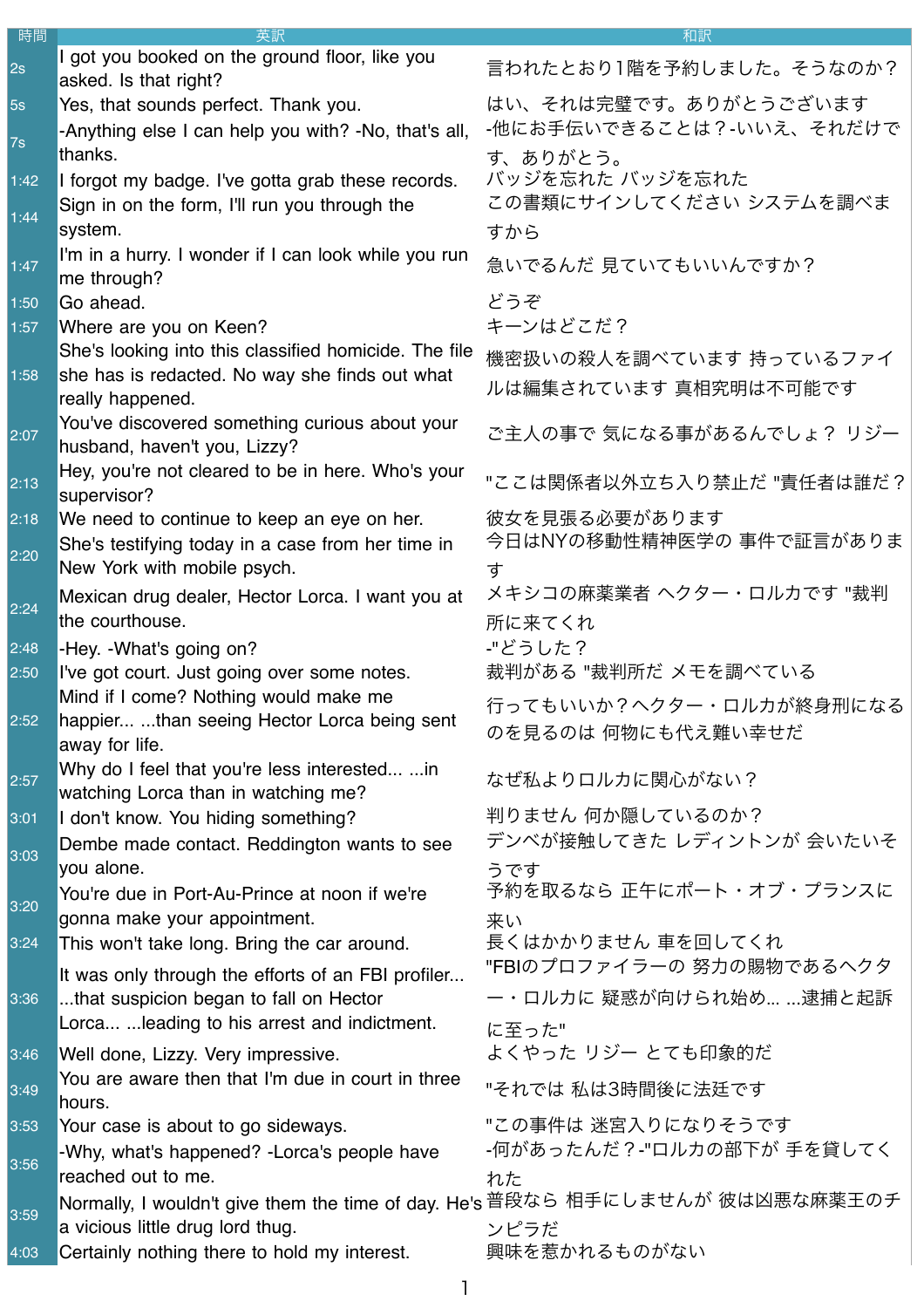| 時間 | 英訳 | 和訳 |
|---|---|---|
| 2s | I got you booked on the ground floor, like you asked. Is that right? | 言われたとおり1階を予約しました。そうなのか？ |
| 5s | Yes, that sounds perfect. Thank you. | はい、それは完璧です。ありがとうございます |
| 7s | -Anything else I can help you with? -No, that's all, thanks. | -他にお手伝いできることは？-いいえ、それだけです、ありがとう。 |
| 1:42 | I forgot my badge. I've gotta grab these records. | バッジを忘れた バッジを忘れた |
| 1:44 | Sign in on the form, I'll run you through the system. | この書類にサインしてください システムを調べますから |
| 1:47 | I'm in a hurry. I wonder if I can look while you run me through? | 急いでるんだ 見ていてもいいんですか？ |
| 1:50 | Go ahead. | どうぞ |
| 1:57 | Where are you on Keen? | キーンはどこだ？ |
| 1:58 | She's looking into this classified homicide. The file she has is redacted. No way she finds out what really happened. | 機密扱いの殺人を調べています 持っているファイルは編集されています 真相究明は不可能です |
| 2:07 | You've discovered something curious about your husband, haven't you, Lizzy? | ご主人の事で 気になる事があるんでしょ？ リジー |
| 2:13 | Hey, you're not cleared to be in here. Who's your supervisor? | "ここは関係者以外立ち入り禁止だ "責任者は誰だ？ |
| 2:18 | We need to continue to keep an eye on her. | 彼女を見張る必要があります |
| 2:20 | She's testifying today in a case from her time in New York with mobile psych. | 今日はNYの移動性精神医学の 事件で証言があります |
| 2:24 | Mexican drug dealer, Hector Lorca. I want you at the courthouse. | メキシコの麻薬業者 ヘクター・ロルカです "裁判所に来てくれ |
| 2:48 | -Hey. -What's going on? | -"どうした？ |
| 2:50 | I've got court. Just going over some notes. | 裁判がある "裁判所だ メモを調べている |
| 2:52 | Mind if I come? Nothing would make me happier... ...than seeing Hector Lorca being sent away for life. | 行ってもいいか？ヘクター・ロルカが終身刑になるのを見るのは 何物にも代え難い幸せだ |
| 2:57 | Why do I feel that you're less interested... ...in watching Lorca than in watching me? | なぜ私よりロルカに関心がない？ |
| 3:01 | I don't know. You hiding something? | 判りません 何か隠しているのか？ |
| 3:03 | Dembe made contact. Reddington wants to see you alone. | デンベが接触してきた レディントンが 会いたいそうです |
| 3:20 | You're due in Port-Au-Prince at noon if we're gonna make your appointment. | 予約を取るなら 正午にポート・オブ・プランスに来い |
| 3:24 | This won't take long. Bring the car around. | 長くはかかりません 車を回してくれ |
| 3:36 | It was only through the efforts of an FBI profiler... ...that suspicion began to fall on Hector Lorca... ...leading to his arrest and indictment. | "FBIのプロファイラーの 努力の賜物であるヘクター・ロルカに 疑惑が向けられ始め... ...逮捕と起訴に至った" |
| 3:46 | Well done, Lizzy. Very impressive. | よくやった リジー とても印象的だ |
| 3:49 | You are aware then that I'm due in court in three hours. | "それでは 私は3時間後に法廷です |
| 3:53 | Your case is about to go sideways. | "この事件は 迷宮入りになりそうです |
| 3:56 | -Why, what's happened? -Lorca's people have reached out to me. | -何があったんだ？-"ロルカの部下が 手を貸してくれた |
| 3:59 | Normally, I wouldn't give them the time of day. He's a vicious little drug lord thug. | 普段なら 相手にしませんが 彼は凶悪な麻薬王のチンピラだ |
| 4:03 | Certainly nothing there to hold my interest. | 興味を惹かれるものがない |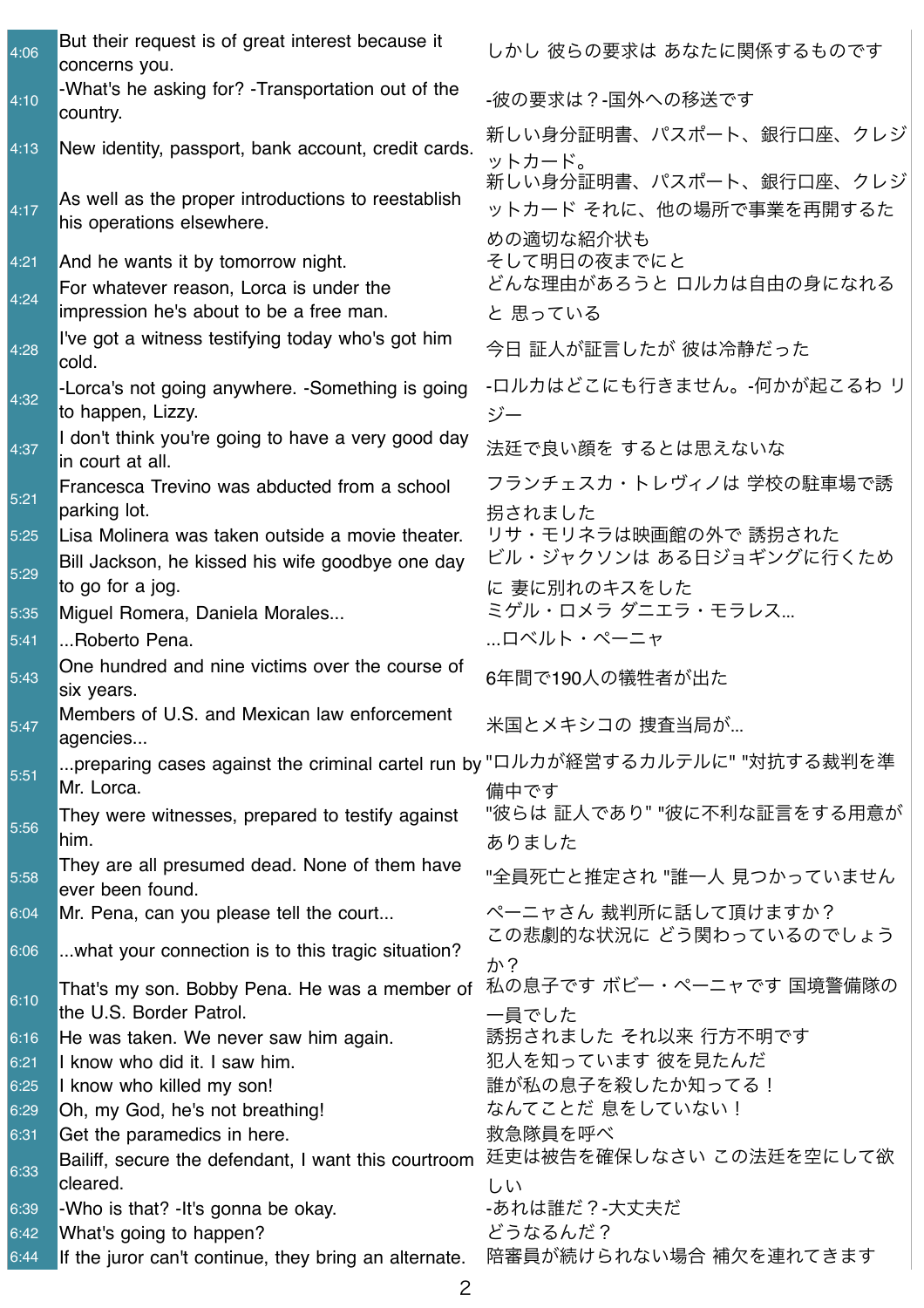| | | |
|---|---|---|
| 4:06 | But their request is of great interest because it concerns you. | しかし 彼らの要求は あなたに関係するものです |
| 4:10 | -What's he asking for? -Transportation out of the country. | -彼の要求は？-国外への移送です |
| 4:13 | New identity, passport, bank account, credit cards. | 新しい身分証明書、パスポート、銀行口座、クレジットカード。 |
| 4:17 | As well as the proper introductions to reestablish his operations elsewhere. | 新しい身分証明書、パスポート、銀行口座、クレジットカード それに、他の場所で事業を再開するための適切な紹介状も |
| 4:21 | And he wants it by tomorrow night. | そして明日の夜までにと |
| 4:24 | For whatever reason, Lorca is under the impression he's about to be a free man. | どんな理由があろうと ロルカは自由の身になれると 思っている |
| 4:28 | I've got a witness testifying today who's got him cold. | 今日 証人が証言したが 彼は冷静だった |
| 4:32 | -Lorca's not going anywhere. -Something is going to happen, Lizzy. | -ロルカはどこにも行きません。-何かが起こるわ リジー |
| 4:37 | I don't think you're going to have a very good day in court at all. | 法廷で良い顔を するとは思えないな |
| 5:21 | Francesca Trevino was abducted from a school parking lot. | フランチェスカ・トレヴィノは 学校の駐車場で誘拐されました |
| 5:25 | Lisa Molinera was taken outside a movie theater. | リサ・モリネラは映画館の外で 誘拐された |
| 5:29 | Bill Jackson, he kissed his wife goodbye one day to go for a jog. | ビル・ジャクソンは ある日ジョギングに行くために 妻に別れのキスをした |
| 5:35 | Miguel Romera, Daniela Morales... | ミゲル・ロメラ ダニエラ・モラレス... |
| 5:41 | ...Roberto Pena. | ...ロベルト・ペーニャ |
| 5:43 | One hundred and nine victims over the course of six years. | 6年間で190人の犠牲者が出た |
| 5:47 | Members of U.S. and Mexican law enforcement agencies... | 米国とメキシコの 捜査当局が... |
| 5:51 | ...preparing cases against the criminal cartel run by Mr. Lorca. | "ロルカが経営するカルテルに" "対抗する裁判を準備中です |
| 5:56 | They were witnesses, prepared to testify against him. | "彼らは 証人であり" "彼に不利な証言をする用意がありました |
| 5:58 | They are all presumed dead. None of them have ever been found. | "全員死亡と推定され "誰一人 見つかっていません |
| 6:04 | Mr. Pena, can you please tell the court... | ペーニャさん 裁判所に話して頂けますか？ |
| 6:06 | ...what your connection is to this tragic situation? | この悲劇的な状況に どう関わっているのでしょうか？ |
| 6:10 | That's my son. Bobby Pena. He was a member of the U.S. Border Patrol. | 私の息子です ボビー・ペーニャです 国境警備隊の一員でした |
| 6:16 | He was taken. We never saw him again. | 誘拐されました それ以来 行方不明です |
| 6:21 | I know who did it. I saw him. | 犯人を知っています 彼を見たんだ |
| 6:25 | I know who killed my son! | 誰が私の息子を殺したか知ってる！ |
| 6:29 | Oh, my God, he's not breathing! | なんてことだ 息をしていない！ |
| 6:31 | Get the paramedics in here. | 救急隊員を呼べ |
| 6:33 | Bailiff, secure the defendant, I want this courtroom cleared. | 廷吏は被告を確保しなさい この法廷を空にして欲しい |
| 6:39 | -Who is that? -It's gonna be okay. | -あれは誰だ？-大丈夫だ |
| 6:42 | What's going to happen? | どうなるんだ？ |
| 6:44 | If the juror can't continue, they bring an alternate. | 陪審員が続けられない場合 補欠を連れてきます |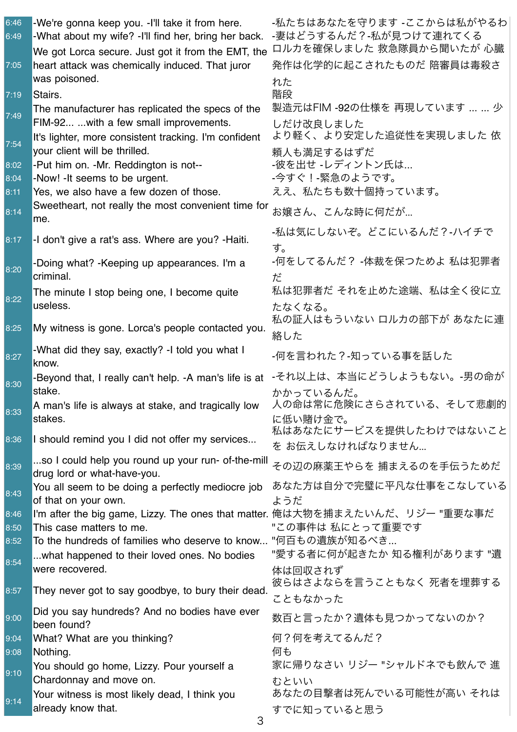| | | |
|---|---|---|
| 6:46 | -We're gonna keep you. -I'll take it from here. | -私たちはあなたを守ります -ここからは私がやるわ |
| 6:49 | -What about my wife? -I'll find her, bring her back. | -妻はどうするんだ？-私が見つけて連れてくる |
| 7:05 | We got Lorca secure. Just got it from the EMT, the heart attack was chemically induced. That juror was poisoned. | ロルカを確保しました 救急隊員から聞いたが 心臓発作は化学的に起こされたものだ 陪審員は毒殺された |
| 7:19 | Stairs. | 階段 |
| 7:49 | The manufacturer has replicated the specs of the FIM-92... ...with a few small improvements. | 製造元はFIM -92の仕様を 再現しています ... ... 少しだけ改良しました |
| 7:54 | It's lighter, more consistent tracking. I'm confident your client will be thrilled. | より軽く、より安定した追従性を実現しました 依頼人も満足するはずだ |
| 8:02 | -Put him on. -Mr. Reddington is not-- | -彼を出せ -レディントン氏は... |
| 8:04 | -Now! -It seems to be urgent. | -今すぐ！-緊急のようです。 |
| 8:11 | Yes, we also have a few dozen of those. | ええ、私たちも数十個持っています。 |
| 8:14 | Sweetheart, not really the most convenient time for me. | お嬢さん、こんな時に何だが... |
| 8:17 | -I don't give a rat's ass. Where are you? -Haiti. | -私は気にしないぞ。どこにいるんだ？-ハイチです。 |
| 8:20 | -Doing what? -Keeping up appearances. I'm a criminal. | -何をしてるんだ？ -体裁を保つためよ 私は犯罪者だ |
| 8:22 | The minute I stop being one, I become quite useless. | 私は犯罪者だ それを止めた途端、私は全く役に立たなくなる。 |
| 8:25 | My witness is gone. Lorca's people contacted you. | 私の証人はもういない ロルカの部下が あなたに連絡した |
| 8:27 | -What did they say, exactly? -I told you what I know. | -何を言われた？-知っている事を話した |
| 8:30 | -Beyond that, I really can't help. -A man's life is at stake. | -それ以上は、本当にどうしようもない。-男の命がかかっているんだ。 |
| 8:33 | A man's life is always at stake, and tragically low stakes. | 人の命は常に危険にさらされている、そして悲劇的に低い賭け金で。 |
| 8:36 | I should remind you I did not offer my services... | 私はあなたにサービスを提供したわけではないことを お伝えしなければなりません... |
| 8:39 | ...so I could help you round up your run- of-the-mill drug lord or what-have-you. | その辺の麻薬王やらを 捕まえるのを手伝うためだ |
| 8:43 | You all seem to be doing a perfectly mediocre job of that on your own. | あなた方は自分で完璧に平凡な仕事をこなしているようだ |
| 8:46 | I'm after the big game, Lizzy. The ones that matter. | 俺は大物を捕まえたいんだ、リジー "重要な事だ |
| 8:50 | This case matters to me. | "この事件は 私にとって重要です |
| 8:52 | To the hundreds of families who deserve to know... | "何百もの遺族が知るべき... |
| 8:54 | ...what happened to their loved ones. No bodies were recovered. | "愛する者に何が起きたか 知る権利があります "遺体は回収されず |
| 8:57 | They never got to say goodbye, to bury their dead. | 彼らはさよならを言うこともなく 死者を埋葬することもなかった |
| 9:00 | Did you say hundreds? And no bodies have ever been found? | 数百と言ったか？遺体も見つかってないのか？ |
| 9:04 | What? What are you thinking? | 何？何を考えてるんだ？ |
| 9:08 | Nothing. | 何も |
| 9:10 | You should go home, Lizzy. Pour yourself a Chardonnay and move on. | 家に帰りなさい リジー "シャルドネでも飲んで 進むといい |
| 9:14 | Your witness is most likely dead, I think you already know that. | あなたの目撃者は死んでいる可能性が高い それはすでに知っていると思う |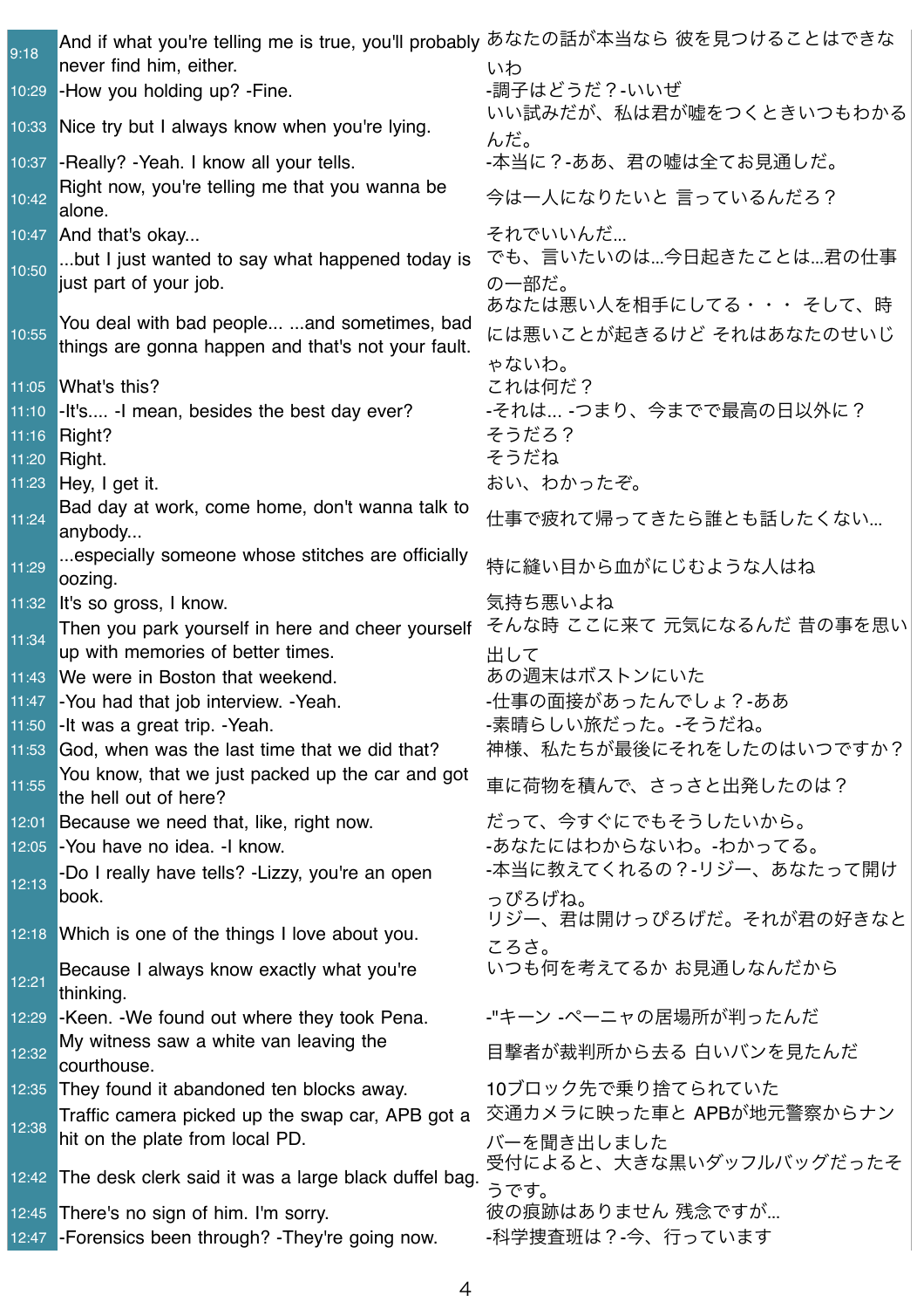| | | |
|---|---|---|
| 9:18 | And if what you're telling me is true, you'll probably never find him, either. | あなたの話が本当なら 彼を見つけることはできないわ |
| 10:29 | -How you holding up? -Fine. | -調子はどうだ？-いいぜ |
| 10:33 | Nice try but I always know when you're lying. | いい試みだが、私は君が嘘をつくときいつもわかるんだ。 |
| 10:37 | -Really? -Yeah. I know all your tells. | -本当に？-ああ、君の嘘は全てお見通しだ。 |
| 10:42 | Right now, you're telling me that you wanna be alone. | 今は一人になりたいと 言っているんだろ？ |
| 10:47 | And that's okay... | それでいいんだ... |
| 10:50 | ...but I just wanted to say what happened today is just part of your job. | でも、言いたいのは...今日起きたことは...君の仕事の一部だ。 |
| 10:55 | You deal with bad people... ...and sometimes, bad things are gonna happen and that's not your fault. | あなたは悪い人を相手にしてる・・・ そして、時には悪いことが起きるけど それはあなたのせいじゃないわ。 |
| 11:05 | What's this? | これは何だ？ |
| 11:10 | -It's.... -I mean, besides the best day ever? | -それは... -つまり、今までで最高の日以外に？ |
| 11:16 | Right? | そうだろ？ |
| 11:20 | Right. | そうだね |
| 11:23 | Hey, I get it. | おい、わかったぞ。 |
| 11:24 | Bad day at work, come home, don't wanna talk to anybody... | 仕事で疲れて帰ってきたら誰とも話したくない... |
| 11:29 | ...especially someone whose stitches are officially oozing. | 特に縫い目から血がにじむような人はね |
| 11:32 | It's so gross, I know. | 気持ち悪いよね |
| 11:34 | Then you park yourself in here and cheer yourself up with memories of better times. | そんな時 ここに来て 元気になるんだ 昔の事を思い出して |
| 11:43 | We were in Boston that weekend. | あの週末はボストンにいた |
| 11:47 | -You had that job interview. -Yeah. | -仕事の面接があったんでしょ？-ああ |
| 11:50 | -It was a great trip. -Yeah. | -素晴らしい旅だった。-そうだね。 |
| 11:53 | God, when was the last time that we did that? | 神様、私たちが最後にそれをしたのはいつですか？ |
| 11:55 | You know, that we just packed up the car and got the hell out of here? | 車に荷物を積んで、さっさと出発したのは？ |
| 12:01 | Because we need that, like, right now. | だって、今すぐにでもそうしたいから。 |
| 12:05 | -You have no idea. -I know. | -あなたにはわからないわ。-わかってる。 |
| 12:13 | -Do I really have tells? -Lizzy, you're an open book. | -本当に教えてくれるの？-リジー、あなたって開けっぴろげね。 |
| 12:18 | Which is one of the things I love about you. | リジー、君は開けっぴろげだ。それが君の好きなところさ。 |
| 12:21 | Because I always know exactly what you're thinking. | いつも何を考えてるか お見通しなんだから |
| 12:29 | -Keen. -We found out where they took Pena. | -"キーン -ペーニャの居場所が判ったんだ |
| 12:32 | My witness saw a white van leaving the courthouse. | 目撃者が裁判所から去る 白いバンを見たんだ |
| 12:35 | They found it abandoned ten blocks away. | 10ブロック先で乗り捨てられていた |
| 12:38 | Traffic camera picked up the swap car, APB got a hit on the plate from local PD. | 交通カメラに映った車と APBが地元警察からナンバーを聞き出しました |
| 12:42 | The desk clerk said it was a large black duffel bag. | 受付によると、大きな黒いダッフルバッグだったそうです。 |
| 12:45 | There's no sign of him. I'm sorry. | 彼の痕跡はありません 残念ですが... |
| 12:47 | -Forensics been through? -They're going now. | -科学捜査班は？-今、行っています |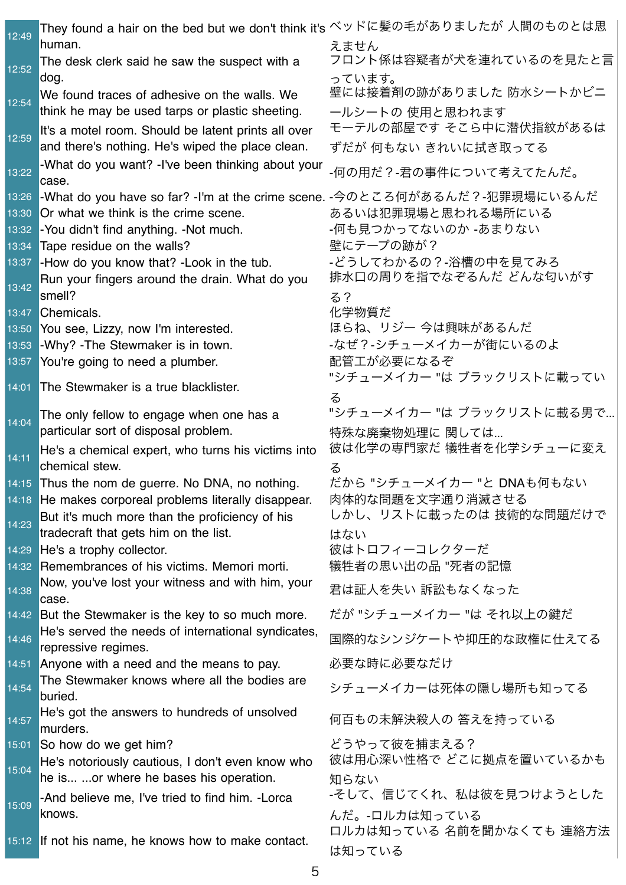| | | |
|---|---|---|
| 12:49 | They found a hair on the bed but we don't think it's human. | ベッドに髪の毛がありましたが 人間のものとは思えません |
| 12:52 | The desk clerk said he saw the suspect with a dog. | フロント係は容疑者が犬を連れているのを見たと言っています。 |
| 12:54 | We found traces of adhesive on the walls. We think he may be used tarps or plastic sheeting. | 壁には接着剤の跡がありました 防水シートかビニールシートの 使用と思われます |
| 12:59 | It's a motel room. Should be latent prints all over and there's nothing. He's wiped the place clean. | モーテルの部屋です そこら中に潜伏指紋があるはずだが 何もない きれいに拭き取ってる |
| 13:22 | -What do you want? -I've been thinking about your case. | -何の用だ？-君の事件について考えてたんだ。 |
| 13:26 | -What do you have so far? -I'm at the crime scene. | -今のところ何があるんだ？-犯罪現場にいるんだ |
| 13:30 | Or what we think is the crime scene. | あるいは犯罪現場と思われる場所にいる |
| 13:32 | -You didn't find anything. -Not much. | -何も見つかってないのか -あまりない |
| 13:34 | Tape residue on the walls? | 壁にテープの跡が？ |
| 13:37 | -How do you know that? -Look in the tub. | -どうしてわかるの？-浴槽の中を見てみろ |
| 13:42 | Run your fingers around the drain. What do you smell? | 排水口の周りを指でなぞるんだ どんな匂いがする？ |
| 13:47 | Chemicals. | 化学物質だ |
| 13:50 | You see, Lizzy, now I'm interested. | ほらね、リジー 今は興味があるんだ |
| 13:53 | -Why? -The Stewmaker is in town. | -なぜ？-シチューメイカーが街にいるのよ |
| 13:57 | You're going to need a plumber. | 配管工が必要になるぞ |
| 14:01 | The Stewmaker is a true blacklister. | "シチューメイカー "は ブラックリストに載っている |
| 14:04 | The only fellow to engage when one has a particular sort of disposal problem. | "シチューメイカー "は ブラックリストに載る男で... 特殊な廃棄物処理に 関しては... |
| 14:11 | He's a chemical expert, who turns his victims into chemical stew. | 彼は化学の専門家だ 犠牲者を化学シチューに変える |
| 14:15 | Thus the nom de guerre. No DNA, no nothing. | だから "シチューメイカー "と DNAも何もない |
| 14:18 | He makes corporeal problems literally disappear. | 肉体的な問題を文字通り消滅させる |
| 14:23 | But it's much more than the proficiency of his tradecraft that gets him on the list. | しかし、リストに載ったのは 技術的な問題だけではない |
| 14:29 | He's a trophy collector. | 彼はトロフィーコレクターだ |
| 14:32 | Remembrances of his victims. Memori morti. | 犠牲者の思い出の品 "死者の記憶 |
| 14:38 | Now, you've lost your witness and with him, your case. | 君は証人を失い 訴訟もなくなった |
| 14:42 | But the Stewmaker is the key to so much more. | だが "シチューメイカー "は それ以上の鍵だ |
| 14:46 | He's served the needs of international syndicates, repressive regimes. | 国際的なシンジケートや抑圧的な政権に仕えてる |
| 14:51 | Anyone with a need and the means to pay. | 必要な時に必要なだけ |
| 14:54 | The Stewmaker knows where all the bodies are buried. | シチューメイカーは死体の隠し場所も知ってる |
| 14:57 | He's got the answers to hundreds of unsolved murders. | 何百もの未解決殺人の 答えを持っている |
| 15:01 | So how do we get him? | どうやって彼を捕まえる？ |
| 15:04 | He's notoriously cautious, I don't even know who he is... ...or where he bases his operation. | 彼は用心深い性格で どこに拠点を置いているかも知らない |
| 15:09 | -And believe me, I've tried to find him. -Lorca knows. | -そして、信じてくれ、私は彼を見つけようとしたんだ。-ロルカは知っている |
| 15:12 | If not his name, he knows how to make contact. | ロルカは知っている 名前を聞かなくても 連絡方法は知っている |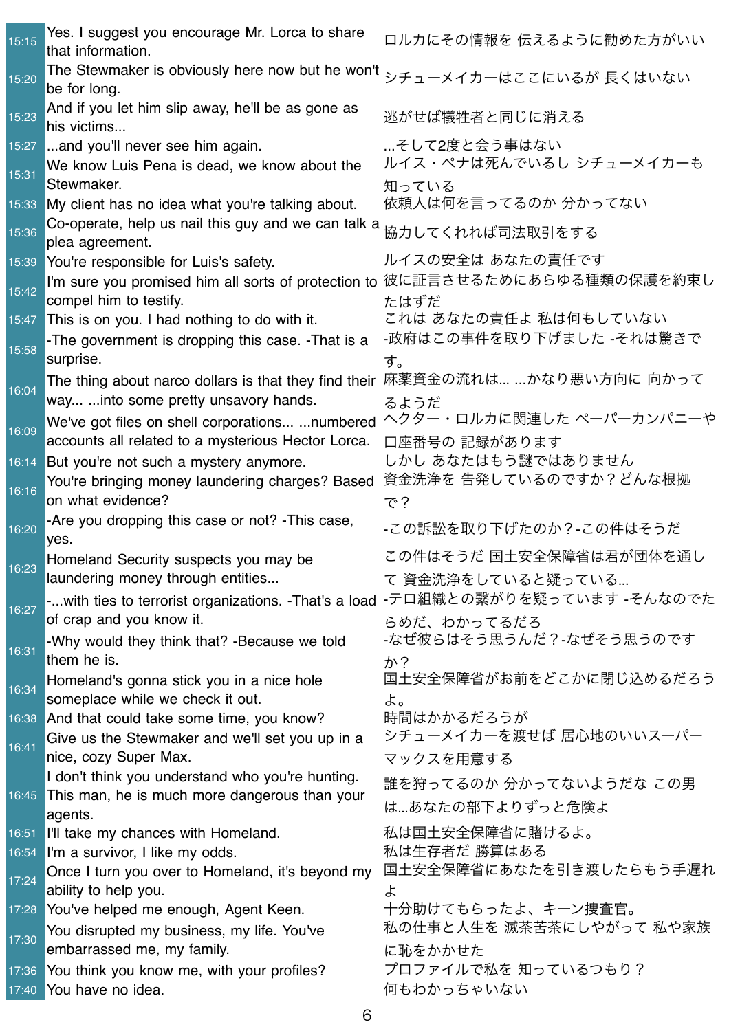| | | |
|---|---|---|
| 15:15 | Yes. I suggest you encourage Mr. Lorca to share that information. | ロルカにその情報を 伝えるように勧めた方がいい |
| 15:20 | The Stewmaker is obviously here now but he won't be for long. | シチューメイカーはここにいるが 長くはいない |
| 15:23 | And if you let him slip away, he'll be as gone as his victims... | 逃がせば犠牲者と同じに消える |
| 15:27 | ...and you'll never see him again. | ...そして2度と会う事はない |
| 15:31 | We know Luis Pena is dead, we know about the Stewmaker. | ルイス・ペナは死んでいるし シチューメイカーも知っている |
| 15:33 | My client has no idea what you're talking about. | 依頼人は何を言ってるのか 分かってない |
| 15:36 | Co-operate, help us nail this guy and we can talk a plea agreement. | 協力してくれれば司法取引をする |
| 15:39 | You're responsible for Luis's safety. | ルイスの安全は あなたの責任です |
| 15:42 | I'm sure you promised him all sorts of protection to compel him to testify. | 彼に証言させるためにあらゆる種類の保護を約束したはずだ |
| 15:47 | This is on you. I had nothing to do with it. | これは あなたの責任よ 私は何もしていない |
| 15:58 | -The government is dropping this case. -That is a surprise. | -政府はこの事件を取り下げました -それは驚きです。 |
| 16:04 | The thing about narco dollars is that they find their way... ...into some pretty unsavory hands. | 麻薬資金の流れは... ...かなり悪い方向に 向かってるようだ |
| 16:09 | We've got files on shell corporations... ...numbered accounts all related to a mysterious Hector Lorca. | ヘクター・ロルカに関連した ペーパーカンパニーや口座番号の 記録があります |
| 16:14 | But you're not such a mystery anymore. | しかし あなたはもう謎ではありません |
| 16:16 | You're bringing money laundering charges? Based on what evidence? | 資金洗浄を 告発しているのですか？どんな根拠で？ |
| 16:20 | -Are you dropping this case or not? -This case, yes. | -この訴訟を取り下げたのか？-この件はそうだ |
| 16:23 | Homeland Security suspects you may be laundering money through entities... | この件はそうだ 国土安全保障省は君が団体を通して 資金洗浄をしていると疑っている... |
| 16:27 | -...with ties to terrorist organizations. -That's a load of crap and you know it. | -テロ組織との繋がりを疑っています -そんなのでたらめだ、わかってるだろ |
| 16:31 | -Why would they think that? -Because we told them he is. | -なぜ彼らはそう思うんだ？-なぜそう思うのですか？ |
| 16:34 | Homeland's gonna stick you in a nice hole someplace while we check it out. | 国土安全保障省がお前をどこかに閉じ込めるだろうよ。 |
| 16:38 | And that could take some time, you know? | 時間はかかるだろうが |
| 16:41 | Give us the Stewmaker and we'll set you up in a nice, cozy Super Max. | シチューメイカーを渡せば 居心地のいいスーパーマックスを用意する |
| 16:45 | I don't think you understand who you're hunting. This man, he is much more dangerous than your agents. | 誰を狩ってるのか 分かってないようだな この男は...あなたの部下よりずっと危険よ |
| 16:51 | I'll take my chances with Homeland. | 私は国土安全保障省に賭けるよ。 |
| 16:54 | I'm a survivor, I like my odds. | 私は生存者だ 勝算はある |
| 17:24 | Once I turn you over to Homeland, it's beyond my ability to help you. | 国土安全保障省にあなたを引き渡したらもう手遅れよ |
| 17:28 | You've helped me enough, Agent Keen. | 十分助けてもらったよ、キーン捜査官。 |
| 17:30 | You disrupted my business, my life. You've embarrassed me, my family. | 私の仕事と人生を 滅茶苦茶にしやがって 私や家族に恥をかかせた |
| 17:36 | You think you know me, with your profiles? | プロファイルで私を 知っているつもり？ |
| 17:40 | You have no idea. | 何もわかっちゃいない |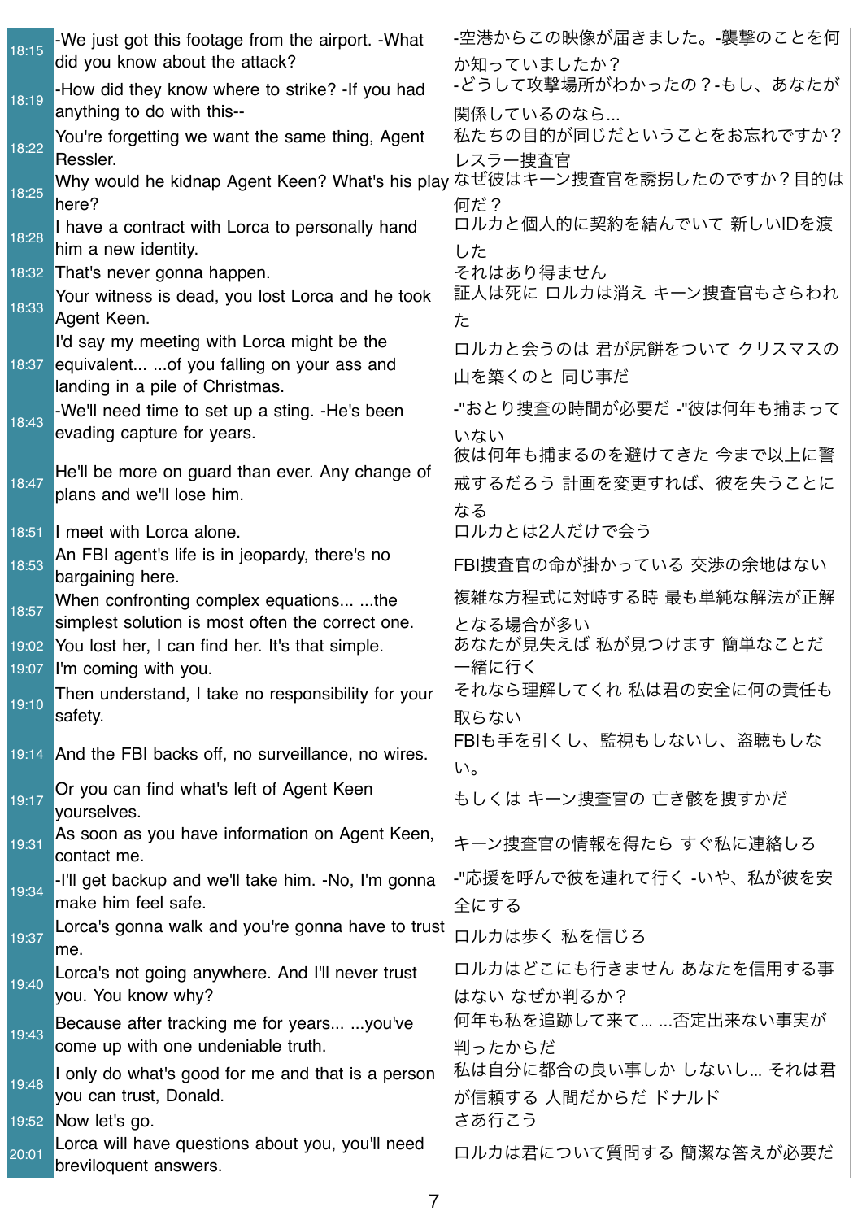| | | |
|---|---|---|
| 18:15 | -We just got this footage from the airport. -What did you know about the attack? | -空港からこの映像が届きました。-襲撃のことを何か知っていましたか？ |
| 18:19 | -How did they know where to strike? -If you had anything to do with this-- | -どうして攻撃場所がわかったの？-もし、あなたが関係しているのなら... |
| 18:22 | You're forgetting we want the same thing, Agent Ressler. | 私たちの目的が同じだということをお忘れですか？レスラー捜査官 |
| 18:25 | Why would he kidnap Agent Keen? What's his play here? | なぜ彼はキーン捜査官を誘拐したのですか？目的は何だ？ |
| 18:28 | I have a contract with Lorca to personally hand him a new identity. | ロルカと個人的に契約を結んでいて 新しいIDを渡した |
| 18:32 | That's never gonna happen. | それはあり得ません |
| 18:33 | Your witness is dead, you lost Lorca and he took Agent Keen. | 証人は死に ロルカは消え キーン捜査官もさらわれた |
| 18:37 | I'd say my meeting with Lorca might be the equivalent... ...of you falling on your ass and landing in a pile of Christmas. | ロルカと会うのは 君が尻餅をついて クリスマスの山を築くのと 同じ事だ |
| 18:43 | -We'll need time to set up a sting. -He's been evading capture for years. | -"おとり捜査の時間が必要だ -"彼は何年も捕まっていない |
| 18:47 | He'll be more on guard than ever. Any change of plans and we'll lose him. | 彼は何年も捕まるのを避けてきた 今まで以上に警戒するだろう 計画を変更すれば、彼を失うことになる |
| 18:51 | I meet with Lorca alone. | ロルカとは2人だけで会う |
| 18:53 | An FBI agent's life is in jeopardy, there's no bargaining here. | FBI捜査官の命が掛かっている 交渉の余地はない |
| 18:57 | When confronting complex equations... ...the simplest solution is most often the correct one. | 複雑な方程式に対峙する時 最も単純な解法が正解となる場合が多い |
| 19:02 | You lost her, I can find her. It's that simple. | あなたが見失えば 私が見つけます 簡単なことだ |
| 19:07 | I'm coming with you. | 一緒に行く |
| 19:10 | Then understand, I take no responsibility for your safety. | それなら理解してくれ 私は君の安全に何の責任も取らない |
| 19:14 | And the FBI backs off, no surveillance, no wires. | FBIも手を引くし、監視もしないし、盗聴もしない。 |
| 19:17 | Or you can find what's left of Agent Keen yourselves. | もしくは キーン捜査官の 亡き骸を捜すかだ |
| 19:31 | As soon as you have information on Agent Keen, contact me. | キーン捜査官の情報を得たら すぐ私に連絡しろ |
| 19:34 | -I'll get backup and we'll take him. -No, I'm gonna make him feel safe. | -"応援を呼んで彼を連れて行く -いや、私が彼を安全にする |
| 19:37 | Lorca's gonna walk and you're gonna have to trust me. | ロルカは歩く 私を信じろ |
| 19:40 | Lorca's not going anywhere. And I'll never trust you. You know why? | ロルカはどこにも行きません あなたを信用する事はない なぜか判るか？ |
| 19:43 | Because after tracking me for years... ...you've come up with one undeniable truth. | 何年も私を追跡して来て... ...否定出来ない事実が判ったからだ |
| 19:48 | I only do what's good for me and that is a person you can trust, Donald. | 私は自分に都合の良い事しか しないし... それは君が信頼する 人間だからだ ドナルド |
| 19:52 | Now let's go. | さあ行こう |
| 20:01 | Lorca will have questions about you, you'll need breviloquent answers. | ロルカは君について質問する 簡潔な答えが必要だ |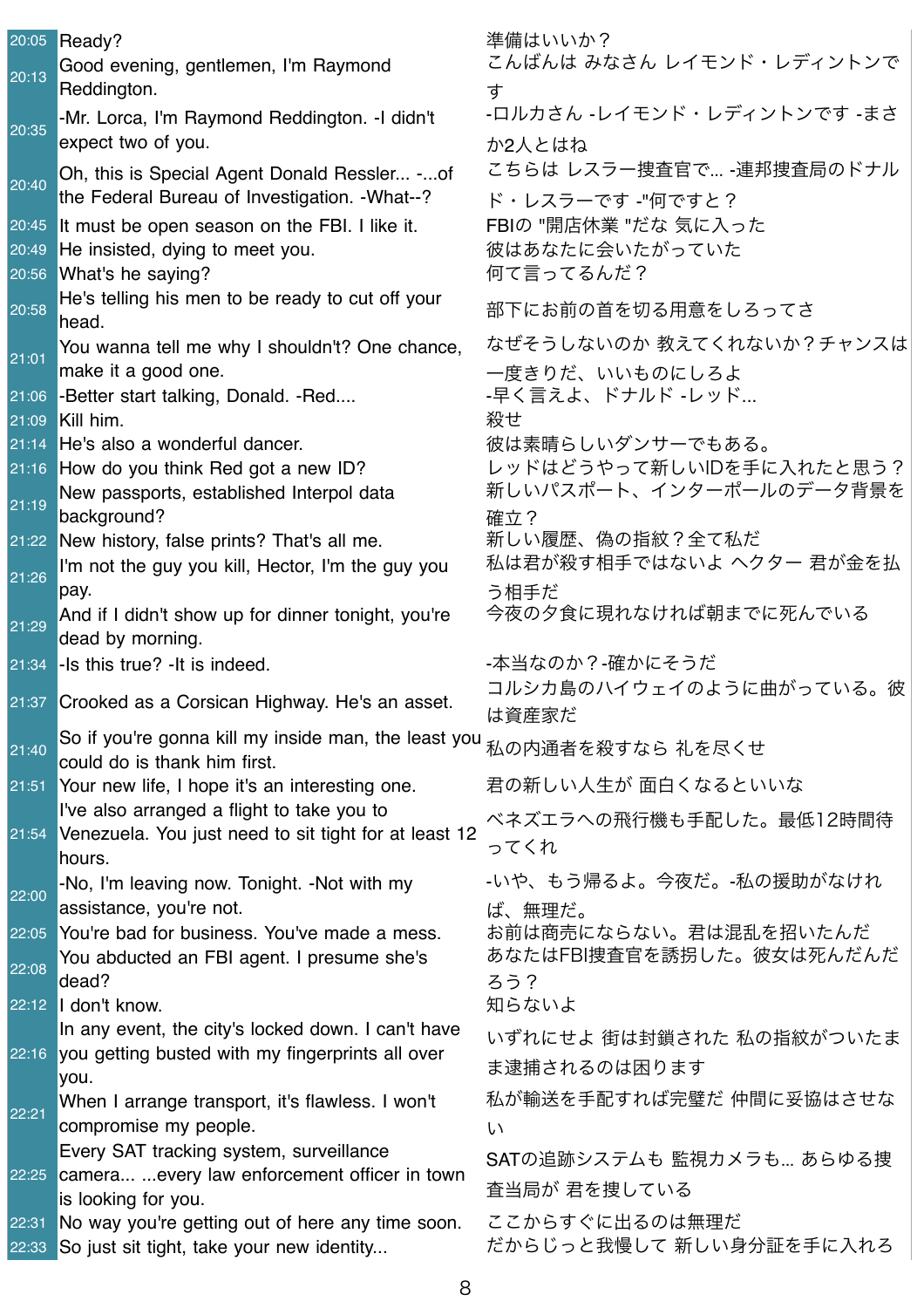| | | |
|---|---|---|
| 20:05 | Ready? | 準備はいいか？ |
| 20:13 | Good evening, gentlemen, I'm Raymond Reddington. | こんばんは みなさん レイモンド・レディントンです |
| 20:35 | -Mr. Lorca, I'm Raymond Reddington. -I didn't expect two of you. | -ロルカさん -レイモンド・レディントンです -まさか2人とはね |
| 20:40 | Oh, this is Special Agent Donald Ressler... -...of the Federal Bureau of Investigation. -What--? | こちらは レスラー捜査官で... -連邦捜査局のドナルド・レスラーです -"何ですと？ |
| 20:45 | It must be open season on the FBI. I like it. | FBIの "開店休業 "だな 気に入った |
| 20:49 | He insisted, dying to meet you. | 彼はあなたに会いたがっていた |
| 20:56 | What's he saying? | 何て言ってるんだ？ |
| 20:58 | He's telling his men to be ready to cut off your head. | 部下にお前の首を切る用意をしろってさ |
| 21:01 | You wanna tell me why I shouldn't? One chance, make it a good one. | なぜそうしないのか 教えてくれないか？チャンスは一度きりだ、いいものにしろよ |
| 21:06 | -Better start talking, Donald. -Red.... | -早く言えよ、ドナルド -レッド... |
| 21:09 | Kill him. | 殺せ |
| 21:14 | He's also a wonderful dancer. | 彼は素晴らしいダンサーでもある。 |
| 21:16 | How do you think Red got a new ID? | レッドはどうやって新しいIDを手に入れたと思う？ |
| 21:19 | New passports, established Interpol data background? | 新しいパスポート、インターポールのデータ背景を確立？ |
| 21:22 | New history, false prints? That's all me. | 新しい履歴、偽の指紋？全て私だ |
| 21:26 | I'm not the guy you kill, Hector, I'm the guy you pay. | 私は君が殺す相手ではないよ ヘクター 君が金を払う相手だ |
| 21:29 | And if I didn't show up for dinner tonight, you're dead by morning. | 今夜の夕食に現れなければ朝までに死んでいる |
| 21:34 | -Is this true? -It is indeed. | -本当なのか？-確かにそうだ |
| 21:37 | Crooked as a Corsican Highway. He's an asset. | コルシカ島のハイウェイのように曲がっている。彼は資産家だ |
| 21:40 | So if you're gonna kill my inside man, the least you could do is thank him first. | 私の内通者を殺すなら 礼を尽くせ |
| 21:51 | Your new life, I hope it's an interesting one. | 君の新しい人生が 面白くなるといいな |
| 21:54 | I've also arranged a flight to take you to Venezuela. You just need to sit tight for at least 12 hours. | ベネズエラへの飛行機も手配した。最低12時間待ってくれ |
| 22:00 | -No, I'm leaving now. Tonight. -Not with my assistance, you're not. | -いや、もう帰るよ。今夜だ。-私の援助がなければ、無理だ。 |
| 22:05 | You're bad for business. You've made a mess. | お前は商売にならない。君は混乱を招いたんだ |
| 22:08 | You abducted an FBI agent. I presume she's dead? | あなたはFBI捜査官を誘拐した。彼女は死んだんだろう？ |
| 22:12 | I don't know. | 知らないよ |
| 22:16 | In any event, the city's locked down. I can't have you getting busted with my fingerprints all over you. | いずれにせよ 街は封鎖された 私の指紋がついたまま逮捕されるのは困ります |
| 22:21 | When I arrange transport, it's flawless. I won't compromise my people. | 私が輸送を手配すれば完璧だ 仲間に妥協はさせない |
| 22:25 | Every SAT tracking system, surveillance camera... ...every law enforcement officer in town is looking for you. | SATの追跡システムも 監視カメラも... あらゆる捜査当局が 君を捜している |
| 22:31 | No way you're getting out of here any time soon. | ここからすぐに出るのは無理だ |
| 22:33 | So just sit tight, take your new identity... | だからじっと我慢して 新しい身分証を手に入れろ |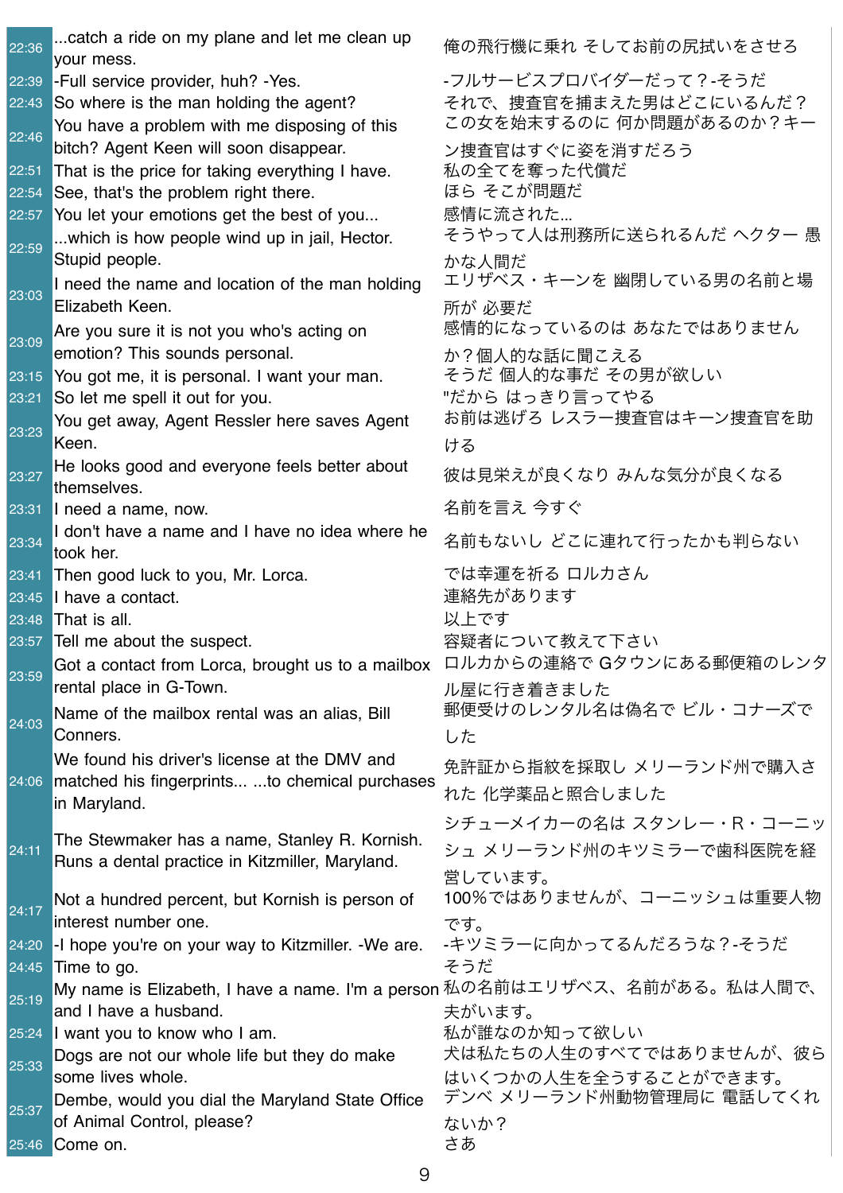| | | |
|---|---|---|
| 22:36 | ...catch a ride on my plane and let me clean up your mess. | 俺の飛行機に乗れ そしてお前の尻拭いをさせろ |
| 22:39 | -Full service provider, huh? -Yes. | -フルサービスプロバイダーだって？-そうだ |
| 22:43 | So where is the man holding the agent? | それで、捜査官を捕まえた男はどこにいるんだ？ |
| 22:46 | You have a problem with me disposing of this bitch? Agent Keen will soon disappear. | この女を始末するのに 何か問題があるのか？キーン捜査官はすぐに姿を消すだろう |
| 22:51 | That is the price for taking everything I have. | 私の全てを奪った代償だ |
| 22:54 | See, that's the problem right there. | ほら そこが問題だ |
| 22:57 | You let your emotions get the best of you... | 感情に流された... |
| 22:59 | ...which is how people wind up in jail, Hector. Stupid people. | そうやって人は刑務所に送られるんだ ヘクター 愚かな人間だ |
| 23:03 | I need the name and location of the man holding Elizabeth Keen. | エリザベス・キーンを 幽閉している男の名前と場所が 必要だ |
| 23:09 | Are you sure it is not you who's acting on emotion? This sounds personal. | 感情的になっているのは あなたではありませんか？個人的な話に聞こえる |
| 23:15 | You got me, it is personal. I want your man. | そうだ 個人的な事だ その男が欲しい |
| 23:21 | So let me spell it out for you. | "だから はっきり言ってやる |
| 23:23 | You get away, Agent Ressler here saves Agent Keen. | お前は逃げろ レスラー捜査官はキーン捜査官を助ける |
| 23:27 | He looks good and everyone feels better about themselves. | 彼は見栄えが良くなり みんな気分が良くなる |
| 23:31 | I need a name, now. | 名前を言え 今すぐ |
| 23:34 | I don't have a name and I have no idea where he took her. | 名前もないし どこに連れて行ったかも判らない |
| 23:41 | Then good luck to you, Mr. Lorca. | では幸運を祈る ロルカさん |
| 23:45 | I have a contact. | 連絡先があります |
| 23:48 | That is all. | 以上です |
| 23:57 | Tell me about the suspect. | 容疑者について教えて下さい |
| 23:59 | Got a contact from Lorca, brought us to a mailbox rental place in G-Town. | ロルカからの連絡で Gタウンにある郵便箱のレンタル屋に行き着きました |
| 24:03 | Name of the mailbox rental was an alias, Bill Conners. | 郵便受けのレンタル名は偽名で ビル・コナーズでした |
| 24:06 | We found his driver's license at the DMV and matched his fingerprints... ...to chemical purchases in Maryland. | 免許証から指紋を採取し メリーランド州で購入された 化学薬品と照合しました |
| 24:11 | The Stewmaker has a name, Stanley R. Kornish. Runs a dental practice in Kitzmiller, Maryland. | シチューメイカーの名は スタンレー・R・コーニッシュ メリーランド州のキツミラーで歯科医院を経営しています。 |
| 24:17 | Not a hundred percent, but Kornish is person of interest number one. | 100％ではありませんが、コーニッシュは重要人物です。 |
| 24:20 | -I hope you're on your way to Kitzmiller. -We are. | -キツミラーに向かってるんだろうな？-そうだ |
| 24:45 | Time to go. | そうだ |
| 25:19 | My name is Elizabeth, I have a name. I'm a person and I have a husband. | 私の名前はエリザベス、名前がある。私は人間で、夫がいます。 |
| 25:24 | I want you to know who I am. | 私が誰なのか知って欲しい |
| 25:33 | Dogs are not our whole life but they do make some lives whole. | 犬は私たちの人生のすべてではありませんが、彼らはいくつかの人生を全うすることができます。 |
| 25:37 | Dembe, would you dial the Maryland State Office of Animal Control, please? | デンベ メリーランド州動物管理局に 電話してくれないか？ |
| 25:46 | Come on. | さあ |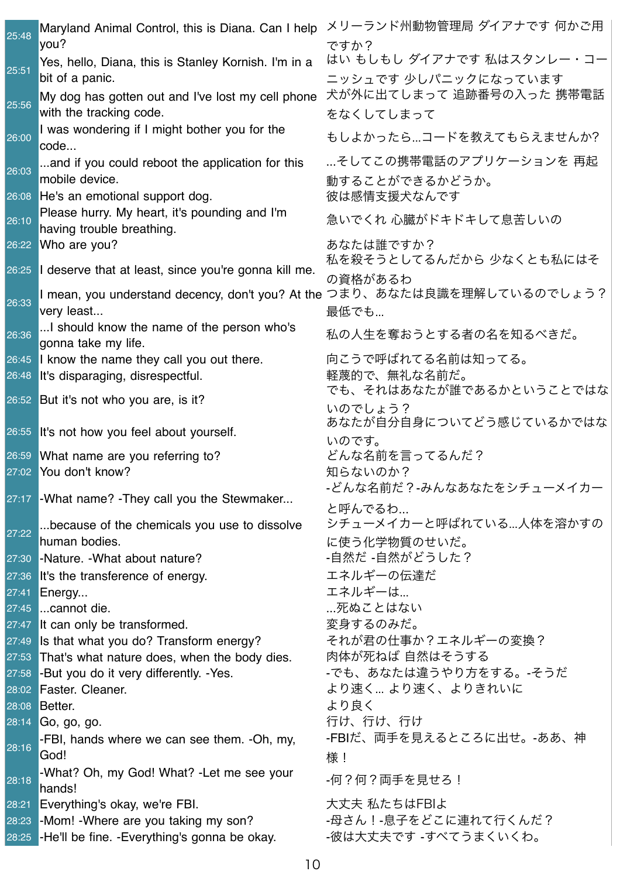| | | |
|---|---|---|
| 25:48 | Maryland Animal Control, this is Diana. Can I help you? | メリーランド州動物管理局 ダイアナです 何かご用ですか？ |
| 25:51 | Yes, hello, Diana, this is Stanley Kornish. I'm in a bit of a panic. | はい もしもし ダイアナです 私はスタンレー・コーニッシュです 少しパニックになっています |
| 25:56 | My dog has gotten out and I've lost my cell phone with the tracking code. | 犬が外に出てしまって 追跡番号の入った 携帯電話をなくしてしまって |
| 26:00 | I was wondering if I might bother you for the code... | もしよかったら...コードを教えてもらえませんか? |
| 26:03 | ...and if you could reboot the application for this mobile device. | ...そしてこの携帯電話のアプリケーションを 再起動することができるかどうか。 |
| 26:08 | He's an emotional support dog. | 彼は感情支援犬なんです |
| 26:10 | Please hurry. My heart, it's pounding and I'm having trouble breathing. | 急いでくれ 心臓がドキドキして息苦しいの |
| 26:22 | Who are you? | あなたは誰ですか？ |
| 26:25 | I deserve that at least, since you're gonna kill me. | 私を殺そうとしてるんだから 少なくとも私にはその資格があるわ |
| 26:33 | I mean, you understand decency, don't you? At the very least... | つまり、あなたは良識を理解しているのでしょう？最低でも... |
| 26:36 | ...I should know the name of the person who's gonna take my life. | 私の人生を奪おうとする者の名を知るべきだ。 |
| 26:45 | I know the name they call you out there. | 向こうで呼ばれてる名前は知ってる。 |
| 26:48 | It's disparaging, disrespectful. | 軽蔑的で、無礼な名前だ。 |
| 26:52 | But it's not who you are, is it? | でも、それはあなたが誰であるかということではないのでしょう？ |
| 26:55 | It's not how you feel about yourself. | あなたが自分自身についてどう感じているかではないのです。 |
| 26:59 | What name are you referring to? | どんな名前を言ってるんだ？ |
| 27:02 | You don't know? | 知らないのか？ |
| 27:17 | -What name? -They call you the Stewmaker... | -どんな名前だ？-みんなあなたをシチューメイカーと呼んでるわ... |
| 27:22 | ...because of the chemicals you use to dissolve human bodies. | シチューメイカーと呼ばれている...人体を溶かすのに使う化学物質のせいだ。 |
| 27:30 | -Nature. -What about nature? | -自然だ -自然がどうした？ |
| 27:36 | It's the transference of energy. | エネルギーの伝達だ |
| 27:41 | Energy... | エネルギーは... |
| 27:45 | ...cannot die. | ...死ぬことはない |
| 27:47 | It can only be transformed. | 変身するのみだ。 |
| 27:49 | Is that what you do? Transform energy? | それが君の仕事か？エネルギーの変換？ |
| 27:53 | That's what nature does, when the body dies. | 肉体が死ねば 自然はそうする |
| 27:58 | -But you do it very differently. -Yes. | -でも、あなたは違うやり方をする。-そうだ |
| 28:02 | Faster. Cleaner. | より速く... より速く、よりきれいに |
| 28:08 | Better. | より良く |
| 28:14 | Go, go, go. | 行け、行け、行け |
| 28:16 | -FBI, hands where we can see them. -Oh, my, God! | -FBIだ、両手を見えるところに出せ。-ああ、神様！ |
| 28:18 | -What? Oh, my God! What? -Let me see your hands! | -何？何？両手を見せろ！ |
| 28:21 | Everything's okay, we're FBI. | 大丈夫 私たちはFBIよ |
| 28:23 | -Mom! -Where are you taking my son? | -母さん！-息子をどこに連れて行くんだ？ |
| 28:25 | -He'll be fine. -Everything's gonna be okay. | -彼は大丈夫です -すべてうまくいくわ。 |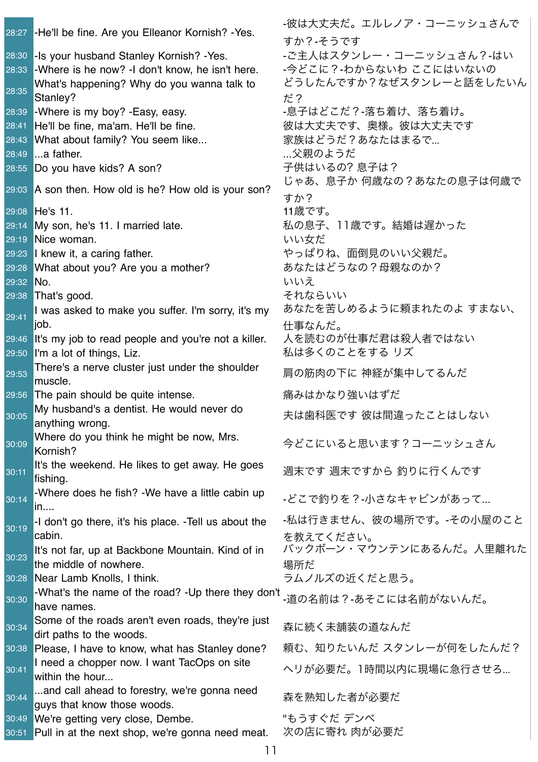| | | |
|---|---|---|
| 28:27 | -He'll be fine. Are you Elleanor Kornish? -Yes. | -彼は大丈夫だ。エルレノア・コーニッシュさんですか？-そうです |
| 28:30 | -Is your husband Stanley Kornish? -Yes. | -ご主人はスタンレー・コーニッシュさん？-はい |
| 28:33 | -Where is he now? -I don't know, he isn't here. | -今どこに？-わからないわ ここにはいないの |
| 28:35 | What's happening? Why do you wanna talk to Stanley? | どうしたんですか？なぜスタンレーと話をしたいんだ？ |
| 28:39 | -Where is my boy? -Easy, easy. | -息子はどこだ？-落ち着け、落ち着け。 |
| 28:41 | He'll be fine, ma'am. He'll be fine. | 彼は大丈夫です、奥様。彼は大丈夫です |
| 28:43 | What about family? You seem like... | 家族はどうだ？あなたはまるで… |
| 28:49 | ...a father. | …父親のようだ |
| 28:55 | Do you have kids? A son? | 子供はいるの? 息子は？ |
| 29:03 | A son then. How old is he? How old is your son? | じゃあ、息子か 何歳なの？あなたの息子は何歳ですか？ |
| 29:08 | He's 11. | 11歳です。 |
| 29:14 | My son, he's 11. I married late. | 私の息子、11歳です。結婚は遅かった |
| 29:19 | Nice woman. | いい女だ |
| 29:23 | I knew it, a caring father. | やっぱりね、面倒見のいい父親だ。 |
| 29:28 | What about you? Are you a mother? | あなたはどうなの？母親なのか？ |
| 29:32 | No. | いいえ |
| 29:38 | That's good. | それならいい |
| 29:41 | I was asked to make you suffer. I'm sorry, it's my job. | あなたを苦しめるように頼まれたのよ すまない、仕事なんだ。 |
| 29:46 | It's my job to read people and you're not a killer. | 人を読むのが仕事だ君は殺人者ではない |
| 29:50 | I'm a lot of things, Liz. | 私は多くのことをする リズ |
| 29:53 | There's a nerve cluster just under the shoulder muscle. | 肩の筋肉の下に 神経が集中してるんだ |
| 29:56 | The pain should be quite intense. | 痛みはかなり強いはずだ |
| 30:05 | My husband's a dentist. He would never do anything wrong. | 夫は歯科医です 彼は間違ったことはしない |
| 30:09 | Where do you think he might be now, Mrs. Kornish? | 今どこにいると思います？コーニッシュさん |
| 30:11 | It's the weekend. He likes to get away. He goes fishing. | 週末です 週末ですから 釣りに行くんです |
| 30:14 | -Where does he fish? -We have a little cabin up in.... | -どこで釣りを？-小さなキャビンがあって… |
| 30:19 | -I don't go there, it's his place. -Tell us about the cabin. | -私は行きません、彼の場所です。-その小屋のことを教えてください。 |
| 30:23 | It's not far, up at Backbone Mountain. Kind of in the middle of nowhere. | バックボーン・マウンテンにあるんだ。人里離れた場所だ |
| 30:28 | Near Lamb Knolls, I think. | ラムノルズの近くだと思う。 |
| 30:30 | -What's the name of the road? -Up there they don't have names. | -道の名前は？-あそこには名前がないんだ。 |
| 30:34 | Some of the roads aren't even roads, they're just dirt paths to the woods. | 森に続く未舗装の道なんだ |
| 30:38 | Please, I have to know, what has Stanley done? | 頼む、知りたいんだ スタンレーが何をしたんだ？ |
| 30:41 | I need a chopper now. I want TacOps on site within the hour... | ヘリが必要だ。1時間以内に現場に急行させろ… |
| 30:44 | ...and call ahead to forestry, we're gonna need guys that know those woods. | 森を熟知した者が必要だ |
| 30:49 | We're getting very close, Dembe. | "もうすぐだ デンベ |
| 30:51 | Pull in at the next shop, we're gonna need meat. | 次の店に寄れ 肉が必要だ |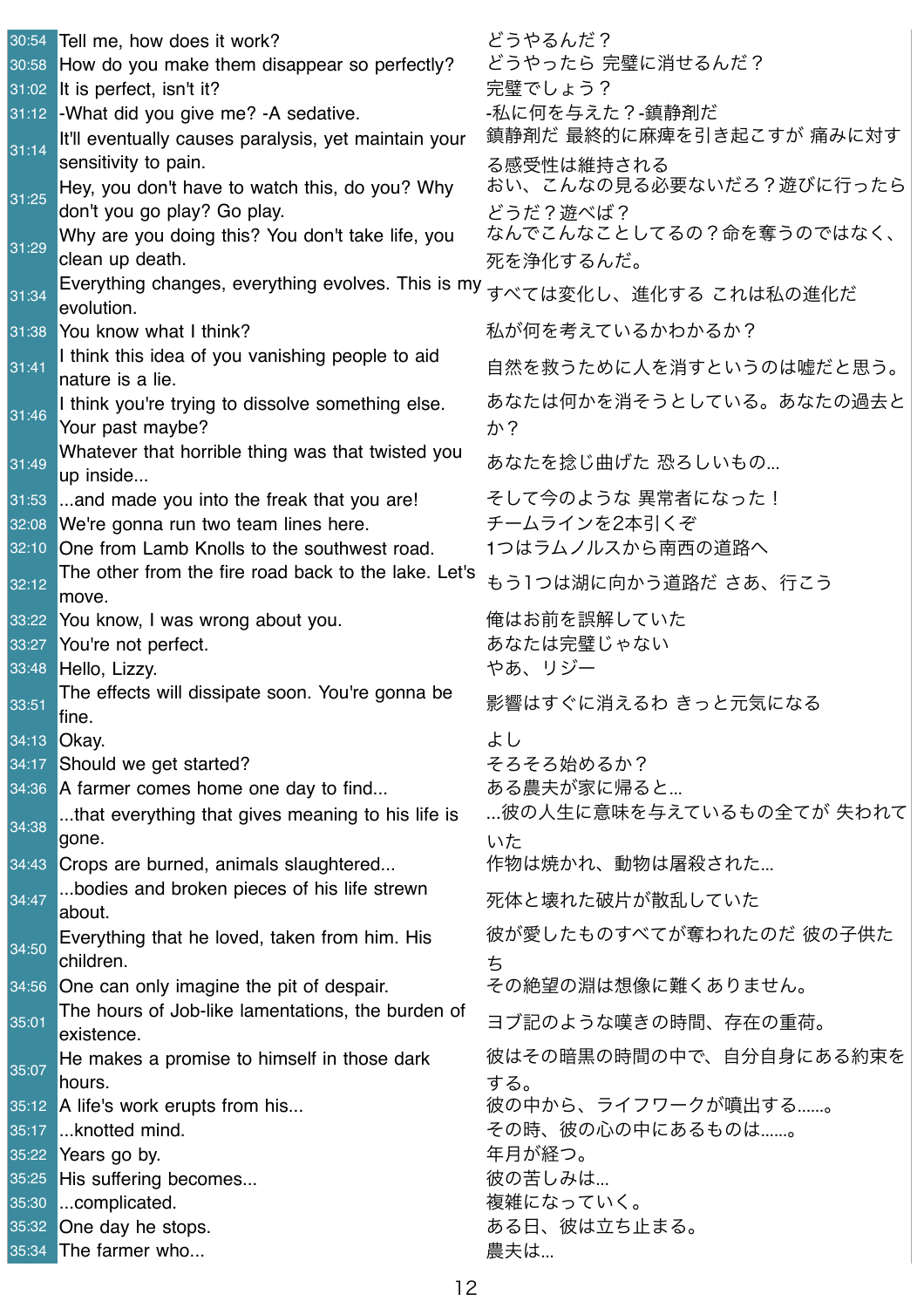| | | |
|---|---|---|
| 30:54 | Tell me, how does it work? | どうやるんだ？ |
| 30:58 | How do you make them disappear so perfectly? | どうやったら 完璧に消せるんだ？ |
| 31:02 | It is perfect, isn't it? | 完璧でしょう？ |
| 31:12 | -What did you give me? -A sedative. | -私に何を与えた？-鎮静剤だ |
| 31:14 | It'll eventually causes paralysis, yet maintain your sensitivity to pain. | 鎮静剤だ 最終的に麻痺を引き起こすが 痛みに対する感受性は維持される |
| 31:25 | Hey, you don't have to watch this, do you? Why don't you go play? Go play. | おい、こんなの見る必要ないだろ？遊びに行ったらどうだ？遊べば？ |
| 31:29 | Why are you doing this? You don't take life, you clean up death. | なんでこんなことしてるの？命を奪うのではなく、死を浄化するんだ。 |
| 31:34 | Everything changes, everything evolves. This is my evolution. | すべては変化し、進化する これは私の進化だ |
| 31:38 | You know what I think? | 私が何を考えているかわかるか？ |
| 31:41 | I think this idea of you vanishing people to aid nature is a lie. | 自然を救うために人を消すというのは嘘だと思う。 |
| 31:46 | I think you're trying to dissolve something else. Your past maybe? | あなたは何かを消そうとしている。あなたの過去とか？ |
| 31:49 | Whatever that horrible thing was that twisted you up inside... | あなたを捻じ曲げた 恐ろしいもの... |
| 31:53 | ...and made you into the freak that you are! | そして今のような 異常者になった！ |
| 32:08 | We're gonna run two team lines here. | チームラインを2本引くぞ |
| 32:10 | One from Lamb Knolls to the southwest road. | 1つはラムノルスから南西の道路へ |
| 32:12 | The other from the fire road back to the lake. Let's move. | もう1つは湖に向かう道路だ さあ、行こう |
| 33:22 | You know, I was wrong about you. | 俺はお前を誤解していた |
| 33:27 | You're not perfect. | あなたは完璧じゃない |
| 33:48 | Hello, Lizzy. | やあ、リジー |
| 33:51 | The effects will dissipate soon. You're gonna be fine. | 影響はすぐに消えるわ きっと元気になる |
| 34:13 | Okay. | よし |
| 34:17 | Should we get started? | そろそろ始めるか？ |
| 34:36 | A farmer comes home one day to find... | ある農夫が家に帰ると... |
| 34:38 | ...that everything that gives meaning to his life is gone. | ...彼の人生に意味を与えているもの全てが 失われていた |
| 34:43 | Crops are burned, animals slaughtered... | 作物は焼かれ、動物は屠殺された... |
| 34:47 | ...bodies and broken pieces of his life strewn about. | 死体と壊れた破片が散乱していた |
| 34:50 | Everything that he loved, taken from him. His children. | 彼が愛したものすべてが奪われたのだ 彼の子供たち |
| 34:56 | One can only imagine the pit of despair. | その絶望の淵は想像に難くありません。 |
| 35:01 | The hours of Job-like lamentations, the burden of existence. | ヨブ記のような嘆きの時間、存在の重荷。 |
| 35:07 | He makes a promise to himself in those dark hours. | 彼はその暗黒の時間の中で、自分自身にある約束をする。 |
| 35:12 | A life's work erupts from his... | 彼の中から、ライフワークが噴出する......。 |
| 35:17 | ...knotted mind. | その時、彼の心の中にあるものは......。 |
| 35:22 | Years go by. | 年月が経つ。 |
| 35:25 | His suffering becomes... | 彼の苦しみは... |
| 35:30 | ...complicated. | 複雑になっていく。 |
| 35:32 | One day he stops. | ある日、彼は立ち止まる。 |
| 35:34 | The farmer who... | 農夫は... |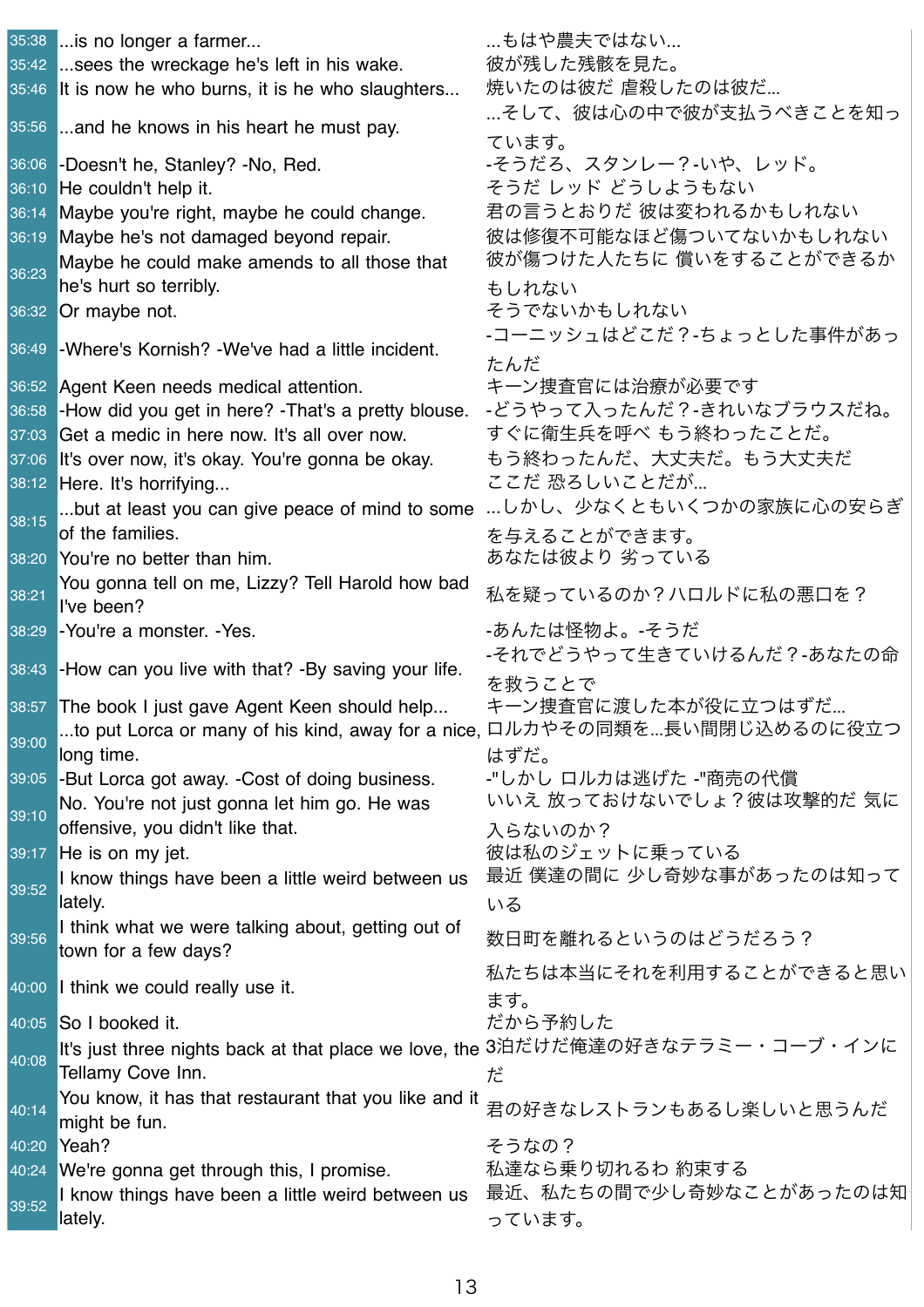| | | |
|---|---|---|
| 35:38 | ...is no longer a farmer... | ...もはや農夫ではない... |
| 35:42 | ...sees the wreckage he's left in his wake. | 彼が残した残骸を見た。 |
| 35:46 | It is now he who burns, it is he who slaughters... | 焼いたのは彼だ 虐殺したのは彼だ... |
| 35:56 | ...and he knows in his heart he must pay. | ...そして、彼は心の中で彼が支払うべきことを知っています。 |
| 36:06 | -Doesn't he, Stanley? -No, Red. | -そうだろ、スタンレー？-いや、レッド。 |
| 36:10 | He couldn't help it. | そうだ レッド どうしようもない |
| 36:14 | Maybe you're right, maybe he could change. | 君の言うとおりだ 彼は変われるかもしれない |
| 36:19 | Maybe he's not damaged beyond repair. | 彼は修復不可能なほど傷ついてないかもしれない |
| 36:23 | Maybe he could make amends to all those that he's hurt so terribly. | 彼が傷つけた人たちに 償いをすることができるかもしれない |
| 36:32 | Or maybe not. | そうでないかもしれない |
| 36:49 | -Where's Kornish? -We've had a little incident. | -コーニッシュはどこだ？-ちょっとした事件があったんだ |
| 36:52 | Agent Keen needs medical attention. | キーン捜査官には治療が必要です |
| 36:58 | -How did you get in here? -That's a pretty blouse. | -どうやって入ったんだ？-きれいなブラウスだね。 |
| 37:03 | Get a medic in here now. It's all over now. | すぐに衛生兵を呼べ もう終わったことだ。 |
| 37:06 | It's over now, it's okay. You're gonna be okay. | もう終わったんだ、大丈夫だ。もう大丈夫だ |
| 38:12 | Here. It's horrifying... | ここだ 恐ろしいことだが... |
| 38:15 | ...but at least you can give peace of mind to some of the families. | ...しかし、少なくともいくつかの家族に心の安らぎを与えることができます。 |
| 38:20 | You're no better than him. | あなたは彼より 劣っている |
| 38:21 | You gonna tell on me, Lizzy? Tell Harold how bad I've been? | 私を疑っているのか？ハロルドに私の悪口を？ |
| 38:29 | -You're a monster. -Yes. | -あんたは怪物よ。-そうだ |
| 38:43 | -How can you live with that? -By saving your life. | -それでどうやって生きていけるんだ？-あなたの命を救うことで |
| 38:57 | The book I just gave Agent Keen should help... | キーン捜査官に渡した本が役に立つはずだ... |
| 39:00 | ...to put Lorca or many of his kind, away for a nice, long time. | ロルカやその同類を...長い間閉じ込めるのに役立つはずだ。 |
| 39:05 | -But Lorca got away. -Cost of doing business. | -"しかし ロルカは逃げた -"商売の代償 |
| 39:10 | No. You're not just gonna let him go. He was offensive, you didn't like that. | いいえ 放っておけないでしょ？彼は攻撃的だ 気に入らないのか？ |
| 39:17 | He is on my jet. | 彼は私のジェットに乗っている |
| 39:52 | I know things have been a little weird between us lately. | 最近 僕達の間に 少し奇妙な事があったのは知っている |
| 39:56 | I think what we were talking about, getting out of town for a few days? | 数日町を離れるというのはどうだろう？ |
| 40:00 | I think we could really use it. | 私たちは本当にそれを利用することができると思います。 |
| 40:05 | So I booked it. | だから予約した |
| 40:08 | It's just three nights back at that place we love, the Tellamy Cove Inn. | 3泊だけだ俺達の好きなテラミー・コーブ・インにだ |
| 40:14 | You know, it has that restaurant that you like and it might be fun. | 君の好きなレストランもあるし楽しいと思うんだ |
| 40:20 | Yeah? | そうなの？ |
| 40:24 | We're gonna get through this, I promise. | 私達なら乗り切れるわ 約束する |
| 39:52 | I know things have been a little weird between us lately. | 最近、私たちの間で少し奇妙なことがあったのは知っています。 |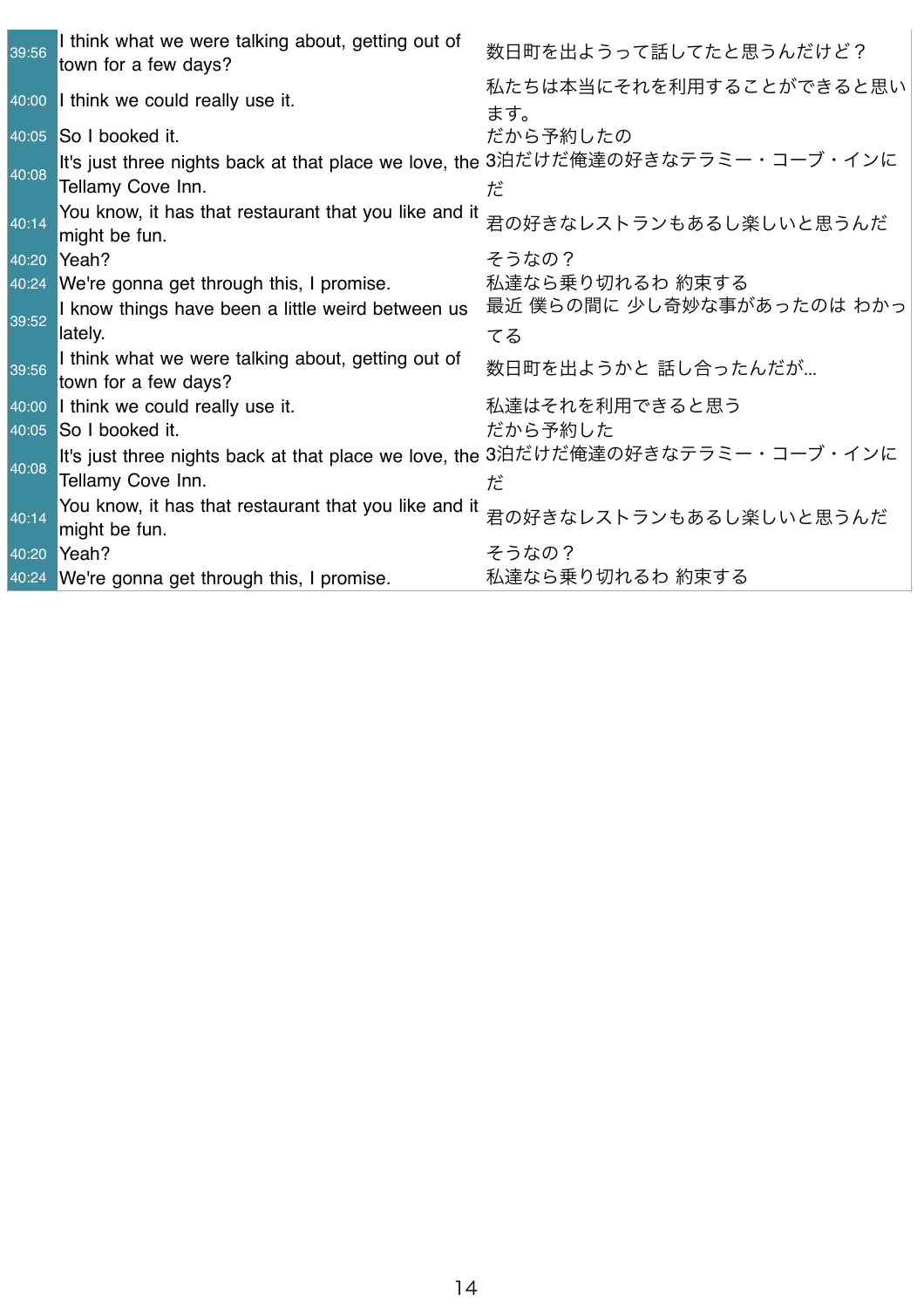| | | |
|---|---|---|
| 39:56 | I think what we were talking about, getting out of town for a few days? | 数日町を出ようって話してたと思うんだけど？ |
| 40:00 | I think we could really use it. | 私たちは本当にそれを利用することができると思います。 |
| 40:05 | So I booked it. | だから予約したの |
| 40:08 | It's just three nights back at that place we love, the Tellamy Cove Inn. | 3泊だけだ俺達の好きなテラミー・コーブ・インにだ |
| 40:14 | You know, it has that restaurant that you like and it might be fun. | 君の好きなレストランもあるし楽しいと思うんだ |
| 40:20 | Yeah? | そうなの？ |
| 40:24 | We're gonna get through this, I promise. | 私達なら乗り切れるわ 約束する |
| 39:52 | I know things have been a little weird between us lately. | 最近 僕らの間に 少し奇妙な事があったのは わかってる |
| 39:56 | I think what we were talking about, getting out of town for a few days? | 数日町を出ようかと 話し合ったんだが... |
| 40:00 | I think we could really use it. | 私達はそれを利用できると思う |
| 40:05 | So I booked it. | だから予約した |
| 40:08 | It's just three nights back at that place we love, the Tellamy Cove Inn. | 3泊だけだ俺達の好きなテラミー・コーブ・インにだ |
| 40:14 | You know, it has that restaurant that you like and it might be fun. | 君の好きなレストランもあるし楽しいと思うんだ |
| 40:20 | Yeah? | そうなの？ |
| 40:24 | We're gonna get through this, I promise. | 私達なら乗り切れるわ 約束する |